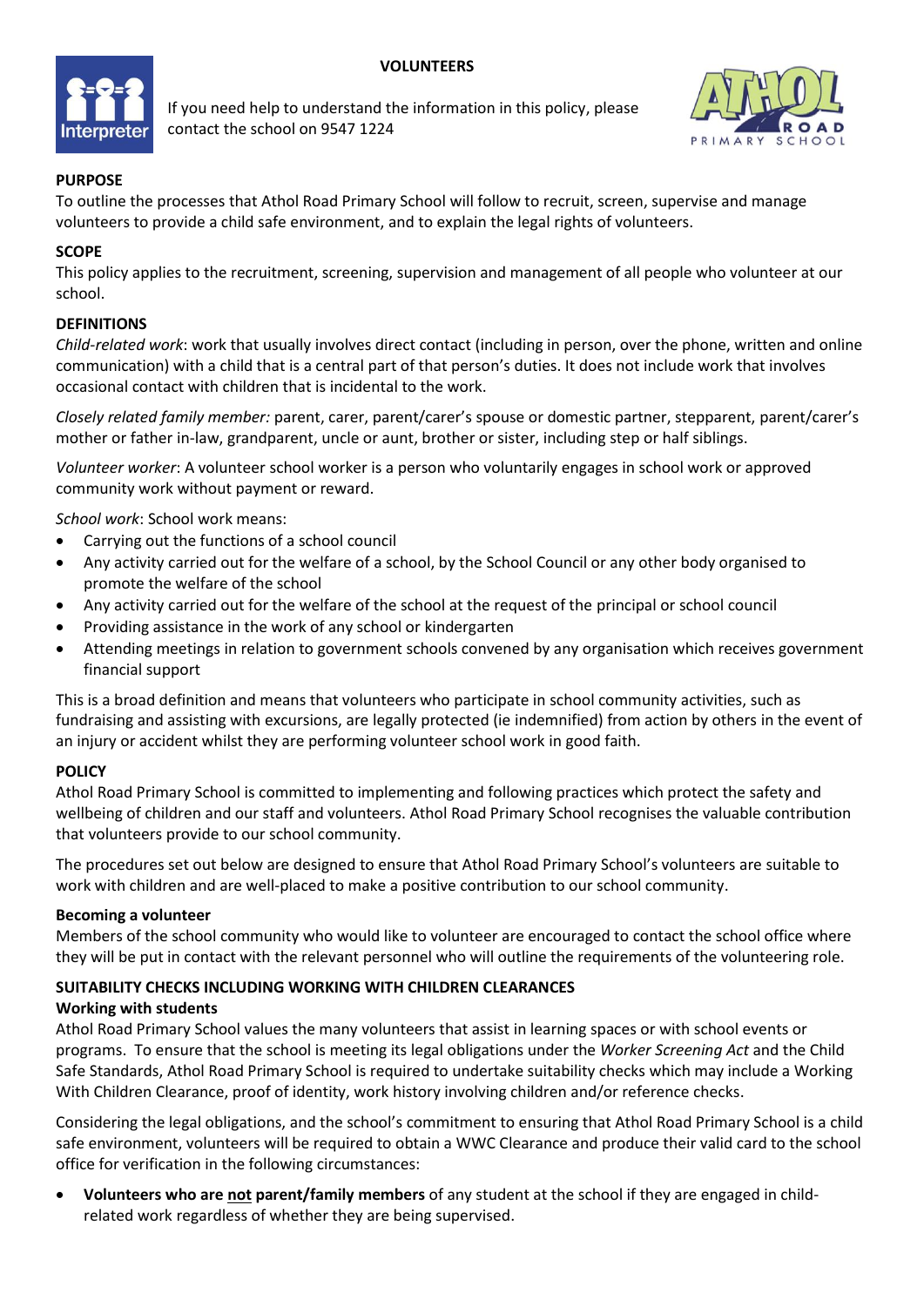# VOLUNTEERS

If you need help to understand the information in this policy, please contact the school on 9547 1224

## PURPOSE

To outline the processes that Athol Road Primary School will follow to recruit, screen, supervise and manage volunteers to provide a child safe environment, and to explain the legal rights of volunteers.

## SCOPE

This policy applies to the recruitment, screening, supervision and management of all people who volunteer at our school.

## DEFINITIONS

*Child-related work*: work that usually involves direct contact (including in person, over the phone, written and online communication) with a child that is a central part of that person's duties. It does not include work that involves occasional contact with children that is incidental to the work.

*Closely related family member:* parent, carer, parent/carer's spouse or domestic partner, stepparent, parent/carer's mother or father in-law, grandparent, uncle or aunt, brother or sister, including step or half siblings.

*Volunteer worker*: A volunteer school worker is a person who voluntarily engages in school work or approved community work without payment or reward.

*School work*: School work means:

- Carrying out the functions of a school council
- Any activity carried out for the welfare of a school, by the School Council or any other body organised to promote the welfare of the school
- Any activity carried out for the welfare of the school at the request of the principal or school council
- Providing assistance in the work of any school or kindergarten
- Attending meetings in relation to government schools convened by any organisation which receives government financial support

This is a broad definition and means that volunteers who participate in school community activities, such as fundraising and assisting with excursions, are legally protected (ie indemnified) from action by others in the event of an injury or accident whilst they are performing volunteer school work in good faith.

## POLICY

Athol Road Primary School is committed to implementing and following practices which protect the safety and wellbeing of children and our staff and volunteers. Athol Road Primary School recognises the valuable contribution that volunteers provide to our school community.

The procedures set out below are designed to ensure that Athol Road Primary School's volunteers are suitable to work with children and are well-placed to make a positive contribution to our school community.

### Becoming a volunteer

Members of the school community who would like to volunteer are encouraged to contact the school office where they will be put in contact with the relevant personnel who will outline the requirements of the volunteering role.

## SUITABILITY CHECKS INCLUDING WORKING WITH CHILDREN CLEARANCES

### Working with students

Athol Road Primary School values the many volunteers that assist in learning spaces or with school events or programs. To ensure that the school is meeting its legal obligations under the *Worker Screening Act* and the Child Safe Standards, Athol Road Primary School is required to undertake suitability checks which may include a Working With Children Clearance, proof of identity, work history involving children and/or reference checks.

Considering the legal obligations, and the school's commitment to ensuring that Athol Road Primary School is a child safe environment, volunteers will be required to obtain a WWC Clearance and produce their valid card to the school office for verification in the following circumstances:

- **Volunteers who are <u>not</u> parent/family members** of any student at the school if they are engaged in child-related work regardless of whether they are being supervised.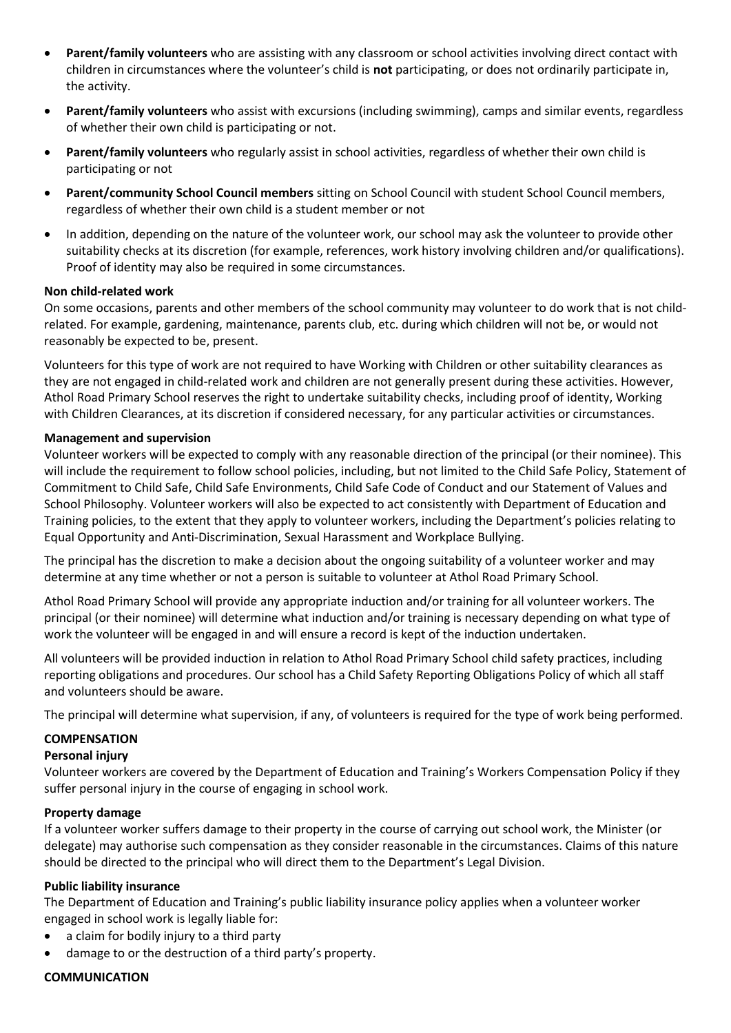- **Parent/family volunteers** who are assisting with any classroom or school activities involving direct contact with children in circumstances where the volunteer's child is **not** participating, or does not ordinarily participate in, the activity.
- **Parent/family volunteers** who assist with excursions (including swimming), camps and similar events, regardless of whether their own child is participating or not.
- **Parent/family volunteers** who regularly assist in school activities, regardless of whether their own child is participating or not
- **Parent/community School Council members** sitting on School Council with student School Council members, regardless of whether their own child is a student member or not
- In addition, depending on the nature of the volunteer work, our school may ask the volunteer to provide other suitability checks at its discretion (for example, references, work history involving children and/or qualifications). Proof of identity may also be required in some circumstances.

**Non child-related work**

On some occasions, parents and other members of the school community may volunteer to do work that is not child-related. For example, gardening, maintenance, parents club, etc. during which children will not be, or would not reasonably be expected to be, present.

Volunteers for this type of work are not required to have Working with Children or other suitability clearances as they are not engaged in child-related work and children are not generally present during these activities. However, Athol Road Primary School reserves the right to undertake suitability checks, including proof of identity, Working with Children Clearances, at its discretion if considered necessary, for any particular activities or circumstances.

**Management and supervision**

Volunteer workers will be expected to comply with any reasonable direction of the principal (or their nominee). This will include the requirement to follow school policies, including, but not limited to the Child Safe Policy, Statement of Commitment to Child Safe, Child Safe Environments, Child Safe Code of Conduct and our Statement of Values and School Philosophy. Volunteer workers will also be expected to act consistently with Department of Education and Training policies, to the extent that they apply to volunteer workers, including the Department's policies relating to Equal Opportunity and Anti-Discrimination, Sexual Harassment and Workplace Bullying.

The principal has the discretion to make a decision about the ongoing suitability of a volunteer worker and may determine at any time whether or not a person is suitable to volunteer at Athol Road Primary School.

Athol Road Primary School will provide any appropriate induction and/or training for all volunteer workers. The principal (or their nominee) will determine what induction and/or training is necessary depending on what type of work the volunteer will be engaged in and will ensure a record is kept of the induction undertaken.

All volunteers will be provided induction in relation to Athol Road Primary School child safety practices, including reporting obligations and procedures. Our school has a Child Safety Reporting Obligations Policy of which all staff and volunteers should be aware.

The principal will determine what supervision, if any, of volunteers is required for the type of work being performed.

**COMPENSATION**

**Personal injury**

Volunteer workers are covered by the Department of Education and Training's Workers Compensation Policy if they suffer personal injury in the course of engaging in school work.

**Property damage**

If a volunteer worker suffers damage to their property in the course of carrying out school work, the Minister (or delegate) may authorise such compensation as they consider reasonable in the circumstances. Claims of this nature should be directed to the principal who will direct them to the Department's Legal Division.

**Public liability insurance**

The Department of Education and Training's public liability insurance policy applies when a volunteer worker engaged in school work is legally liable for:

- a claim for bodily injury to a third party
- damage to or the destruction of a third party's property.

**COMMUNICATION**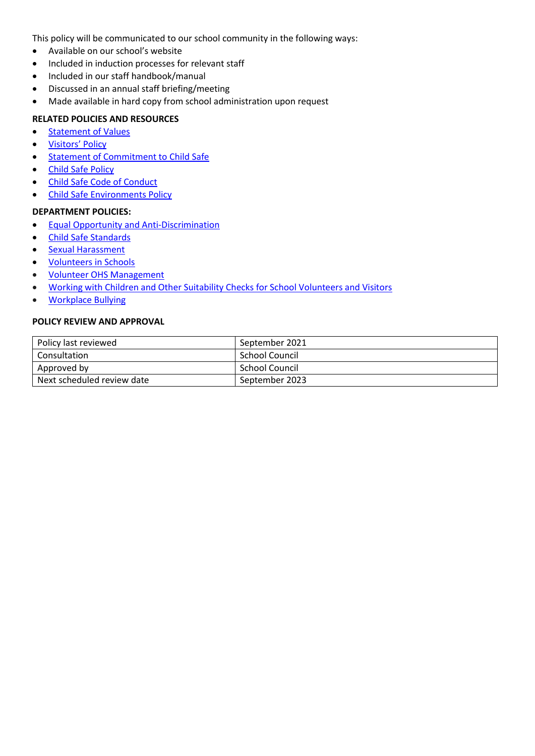This policy will be communicated to our school community in the following ways:

- Available on our school's website
- Included in induction processes for relevant staff
- Included in our staff handbook/manual
- Discussed in an annual staff briefing/meeting
- Made available in hard copy from school administration upon request

## RELATED POLICIES AND RESOURCES

- Statement of Values
- Visitors' Policy
- Statement of Commitment to Child Safe
- Child Safe Policy
- Child Safe Code of Conduct
- Child Safe Environments Policy

## DEPARTMENT POLICIES:

- Equal Opportunity and Anti-Discrimination
- Child Safe Standards
- Sexual Harassment
- Volunteers in Schools
- Volunteer OHS Management
- Working with Children and Other Suitability Checks for School Volunteers and Visitors
- Workplace Bullying

## POLICY REVIEW AND APPROVAL

| | |
|---|---|
| Policy last reviewed | September 2021 |
| Consultation | School Council |
| Approved by | School Council |
| Next scheduled review date | September 2023 |